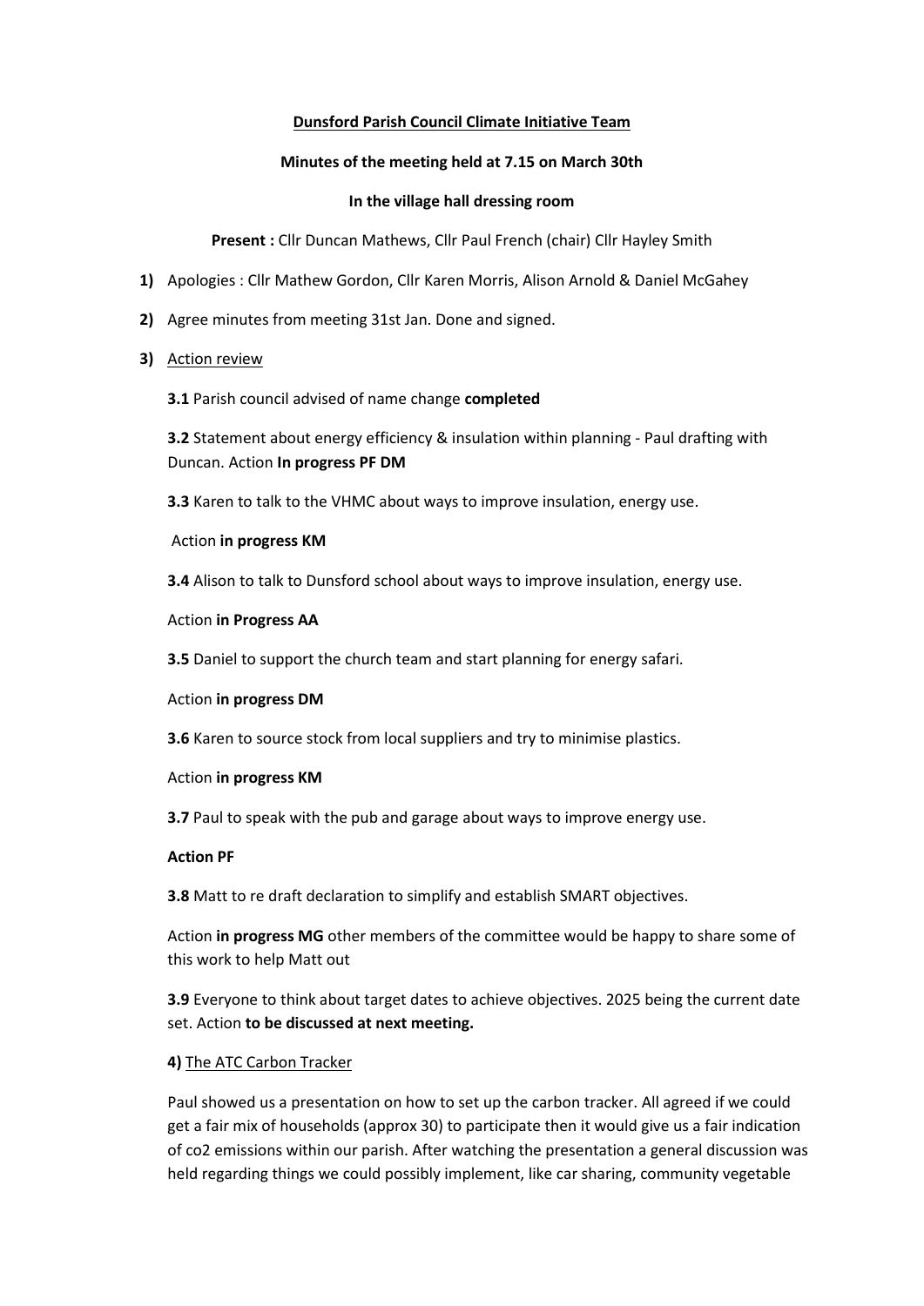**Dunsford Parish Council Climate Initiative Team**

**Minutes of the meeting held at 7.15 on March 30th**

**In the village hall dressing room**

**Present :** Cllr Duncan Mathews, Cllr Paul French (chair) Cllr Hayley Smith

1) Apologies : Cllr Mathew Gordon, Cllr Karen Morris, Alison Arnold & Daniel McGahey

2) Agree minutes from meeting 31st Jan. Done and signed.

3) Action review

**3.1** Parish council advised of name change **completed**

**3.2** Statement about energy efficiency & insulation within planning - Paul drafting with Duncan. Action **In progress PF DM**

**3.3** Karen to talk to the VHMC about ways to improve insulation, energy use.

Action **in progress KM**

**3.4** Alison to talk to Dunsford school about ways to improve insulation, energy use.

Action **in Progress AA**

**3.5** Daniel to support the church team and start planning for energy safari.

Action **in progress DM**

**3.6** Karen to source stock from local suppliers and try to minimise plastics.

Action **in progress KM**

**3.7** Paul to speak with the pub and garage about ways to improve energy use.

**Action PF**

**3.8** Matt to re draft declaration to simplify and establish SMART objectives.

Action **in progress MG** other members of the committee would be happy to share some of this work to help Matt out

**3.9** Everyone to think about target dates to achieve objectives. 2025 being the current date set. Action **to be discussed at next meeting.**

**4)** The ATC Carbon Tracker

Paul showed us a presentation on how to set up the carbon tracker. All agreed if we could get a fair mix of households (approx 30) to participate then it would give us a fair indication of $CO_2$ emissions within our parish. After watching the presentation a general discussion was held regarding things we could possibly implement, like car sharing, community vegetable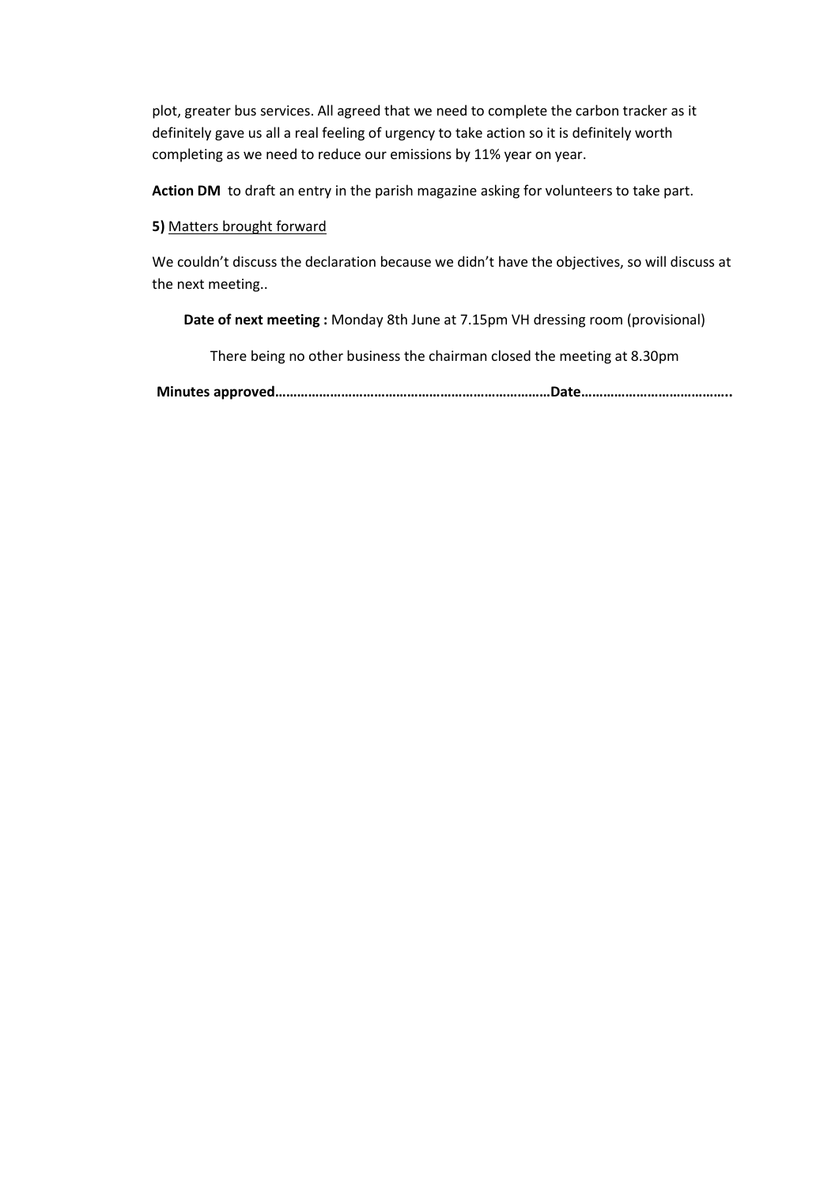plot, greater bus services. All agreed that we need to complete the carbon tracker as it definitely gave us all a real feeling of urgency to take action so it is definitely worth completing as we need to reduce our emissions by 11% year on year.

**Action DM** to draft an entry in the parish magazine asking for volunteers to take part.

**5)** Matters brought forward

We couldn't discuss the declaration because we didn't have the objectives, so will discuss at the next meeting..

**Date of next meeting :** Monday 8th June at 7.15pm VH dressing room (provisional)

There being no other business the chairman closed the meeting at 8.30pm

**Minutes approved……………………………………………………………………Date…………………………………..**